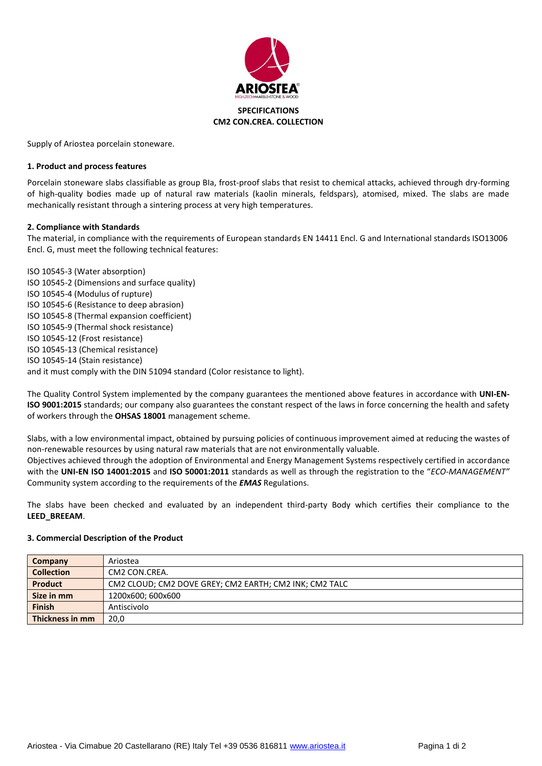**SPECIFICATIONS**
**CM2 CON.CREA. COLLECTION**

Supply of Ariostea porcelain stoneware.

**1. Product and process features**

Porcelain stoneware slabs classifiable as group BIa, frost-proof slabs that resist to chemical attacks, achieved through dry-forming of high-quality bodies made up of natural raw materials (kaolin minerals, feldspars), atomised, mixed. The slabs are made mechanically resistant through a sintering process at very high temperatures.

**2. Compliance with Standards**

The material, in compliance with the requirements of European standards EN 14411 Encl. G and International standards ISO13006 Encl. G, must meet the following technical features:

ISO 10545-3 (Water absorption)
ISO 10545-2 (Dimensions and surface quality)
ISO 10545-4 (Modulus of rupture)
ISO 10545-6 (Resistance to deep abrasion)
ISO 10545-8 (Thermal expansion coefficient)
ISO 10545-9 (Thermal shock resistance)
ISO 10545-12 (Frost resistance)
ISO 10545-13 (Chemical resistance)
ISO 10545-14 (Stain resistance)
and it must comply with the DIN 51094 standard (Color resistance to light).

The Quality Control System implemented by the company guarantees the mentioned above features in accordance with **UNI-EN-ISO 9001:2015** standards; our company also guarantees the constant respect of the laws in force concerning the health and safety of workers through the **OHSAS 18001** management scheme.

Slabs, with a low environmental impact, obtained by pursuing policies of continuous improvement aimed at reducing the wastes of non-renewable resources by using natural raw materials that are not environmentally valuable.
Objectives achieved through the adoption of Environmental and Energy Management Systems respectively certified in accordance with the **UNI-EN ISO 14001:2015** and **ISO 50001:2011** standards as well as through the registration to the "*ECO-MANAGEMENT"* Community system according to the requirements of the ***EMAS*** Regulations.

The slabs have been checked and evaluated by an independent third-party Body which certifies their compliance to the **LEED_BREEAM**.

**3. Commercial Description of the Product**

| **Company** | Ariostea |
|---|---|
| **Collection** | CM2 CON.CREA. |
| **Product** | CM2 CLOUD; CM2 DOVE GREY; CM2 EARTH; CM2 INK; CM2 TALC |
| **Size in mm** | 1200x600; 600x600 |
| **Finish** | Antiscivolo |
| **Thickness in mm** | 20,0 |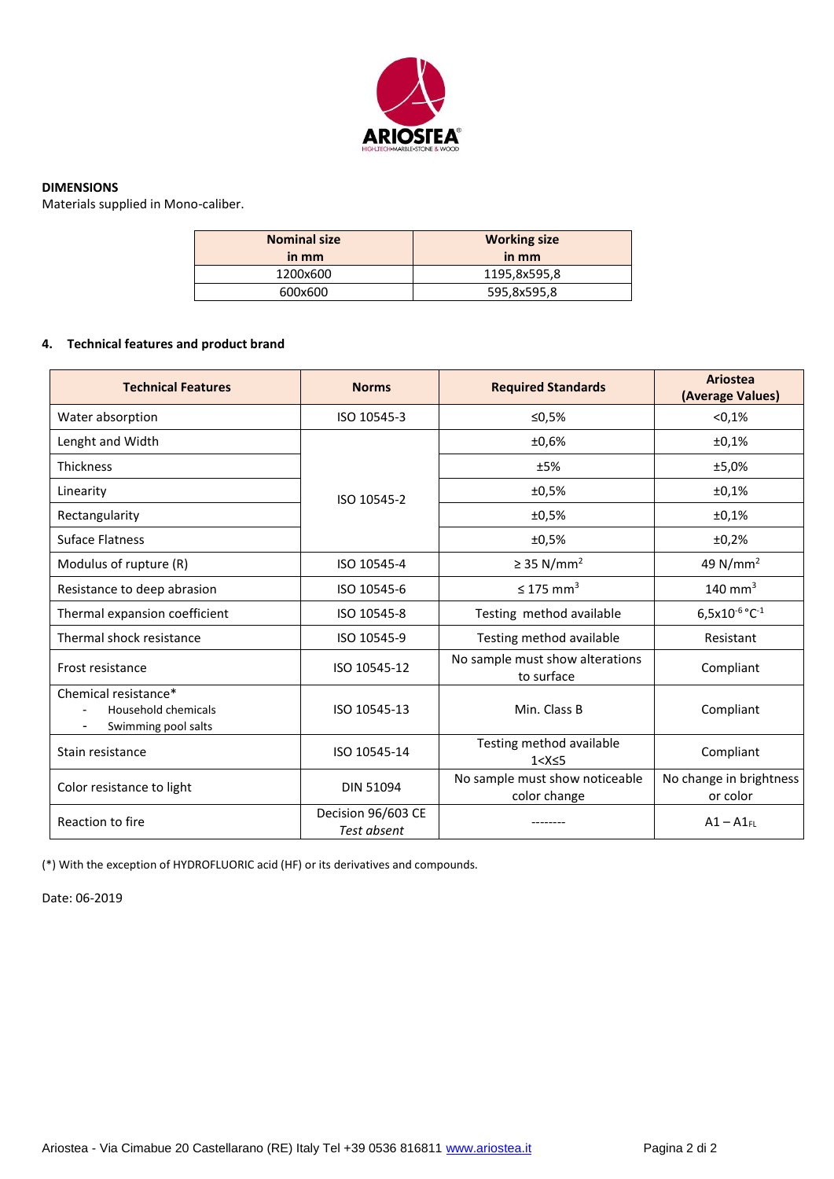**DIMENSIONS**

Materials supplied in Mono-caliber.

| Nominal size in mm | Working size in mm |
|---|---|
| 1200x600 | 1195,8x595,8 |
| 600x600 | 595,8x595,8 |

**4. Technical features and product brand**

| Technical Features | Norms | Required Standards | Ariostea (Average Values) |
|---|---|---|---|
| Water absorption | ISO 10545-3 | ≤0,5% | <0,1% |
| Lenght and Width | ISO 10545-2 | ±0,6% | ±0,1% |
| Thickness | | ±5% | ±5,0% |
| Linearity | | ±0,5% | ±0,1% |
| Rectangularity | | ±0,5% | ±0,1% |
| Suface Flatness | | ±0,5% | ±0,2% |
| Modulus of rupture (R) | ISO 10545-4 | ≥ 35 $N/mm^2$ | 49 $N/mm^2$ |
| Resistance to deep abrasion | ISO 10545-6 | ≤ 175 $mm^3$ | 140 $mm^3$ |
| Thermal expansion coefficient | ISO 10545-8 | Testing method available | $6{,}5 \times 10^{-6}$ °$C^{-1}$ |
| Thermal shock resistance | ISO 10545-9 | Testing method available | Resistant |
| Frost resistance | ISO 10545-12 | No sample must show alterations to surface | Compliant |
| Chemical resistance* <br> - Household chemicals <br> - Swimming pool salts | ISO 10545-13 | Min. Class B | Compliant |
| Stain resistance | ISO 10545-14 | Testing method available 1<X≤5 | Compliant |
| Color resistance to light | DIN 51094 | No sample must show noticeable color change | No change in brightness or color |
| Reaction to fire | Decision 96/603 CE *Test absent* | -------- | $A1 - A1_{FL}$ |

(*) With the exception of HYDROFLUORIC acid (HF) or its derivatives and compounds.

Date: 06-2019

Ariostea - Via Cimabue 20 Castellarano (RE) Italy Tel +39 0536 816811 www.ariostea.it